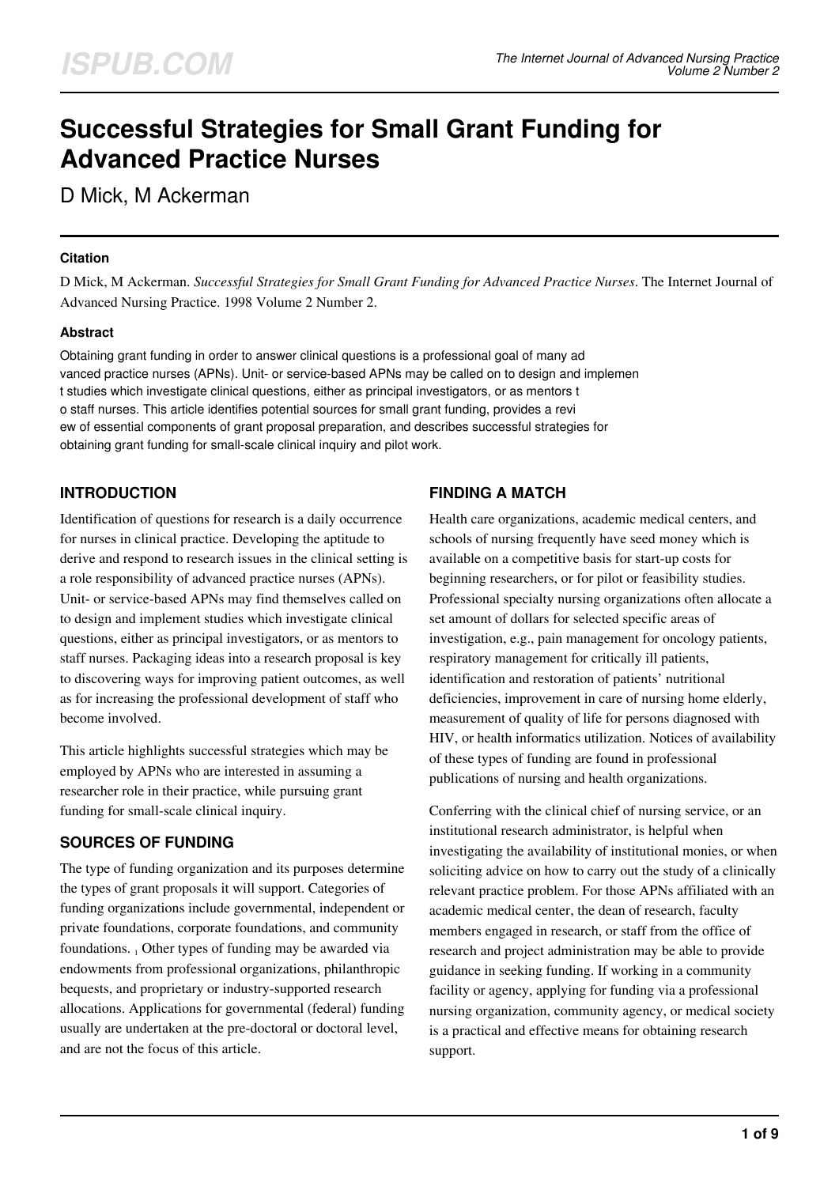# Successful Strategies for Small Grant Funding for Advanced Practice Nurses

D Mick, M Ackerman

### Citation

D Mick, M Ackerman. *Successful Strategies for Small Grant Funding for Advanced Practice Nurses*. The Internet Journal of Advanced Nursing Practice. 1998 Volume 2 Number 2.

### Abstract

Obtaining grant funding in order to answer clinical questions is a professional goal of many advanced practice nurses (APNs). Unit- or service-based APNs may be called on to design and implement studies which investigate clinical questions, either as principal investigators, or as mentors to staff nurses. This article identifies potential sources for small grant funding, provides a review of essential components of grant proposal preparation, and describes successful strategies for obtaining grant funding for small-scale clinical inquiry and pilot work.

## INTRODUCTION

Identification of questions for research is a daily occurrence for nurses in clinical practice. Developing the aptitude to derive and respond to research issues in the clinical setting is a role responsibility of advanced practice nurses (APNs). Unit- or service-based APNs may find themselves called on to design and implement studies which investigate clinical questions, either as principal investigators, or as mentors to staff nurses. Packaging ideas into a research proposal is key to discovering ways for improving patient outcomes, as well as for increasing the professional development of staff who become involved.

This article highlights successful strategies which may be employed by APNs who are interested in assuming a researcher role in their practice, while pursuing grant funding for small-scale clinical inquiry.

## SOURCES OF FUNDING

The type of funding organization and its purposes determine the types of grant proposals it will support. Categories of funding organizations include governmental, independent or private foundations, corporate foundations, and community foundations. [1] Other types of funding may be awarded via endowments from professional organizations, philanthropic bequests, and proprietary or industry-supported research allocations. Applications for governmental (federal) funding usually are undertaken at the pre-doctoral or doctoral level, and are not the focus of this article.

## FINDING A MATCH

Health care organizations, academic medical centers, and schools of nursing frequently have seed money which is available on a competitive basis for start-up costs for beginning researchers, or for pilot or feasibility studies. Professional specialty nursing organizations often allocate a set amount of dollars for selected specific areas of investigation, e.g., pain management for oncology patients, respiratory management for critically ill patients, identification and restoration of patients' nutritional deficiencies, improvement in care of nursing home elderly, measurement of quality of life for persons diagnosed with HIV, or health informatics utilization. Notices of availability of these types of funding are found in professional publications of nursing and health organizations.

Conferring with the clinical chief of nursing service, or an institutional research administrator, is helpful when investigating the availability of institutional monies, or when soliciting advice on how to carry out the study of a clinically relevant practice problem. For those APNs affiliated with an academic medical center, the dean of research, faculty members engaged in research, or staff from the office of research and project administration may be able to provide guidance in seeking funding. If working in a community facility or agency, applying for funding via a professional nursing organization, community agency, or medical society is a practical and effective means for obtaining research support.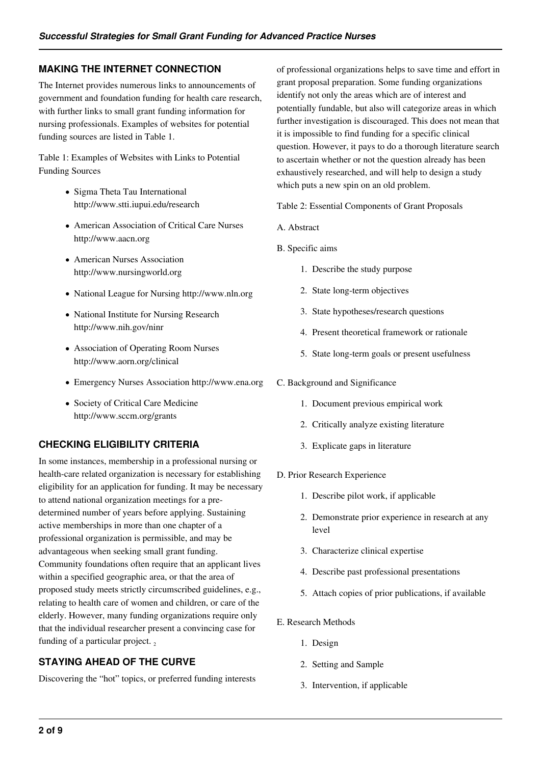## MAKING THE INTERNET CONNECTION

The Internet provides numerous links to announcements of government and foundation funding for health care research, with further links to small grant funding information for nursing professionals. Examples of websites for potential funding sources are listed in Table 1.

Table 1: Examples of Websites with Links to Potential Funding Sources

- Sigma Theta Tau International http://www.stti.iupui.edu/research
- American Association of Critical Care Nurses http://www.aacn.org
- American Nurses Association http://www.nursingworld.org
- National League for Nursing http://www.nln.org
- National Institute for Nursing Research http://www.nih.gov/ninr
- Association of Operating Room Nurses http://www.aorn.org/clinical
- Emergency Nurses Association http://www.ena.org
- Society of Critical Care Medicine http://www.sccm.org/grants

## CHECKING ELIGIBILITY CRITERIA

In some instances, membership in a professional nursing or health-care related organization is necessary for establishing eligibility for an application for funding. It may be necessary to attend national organization meetings for a pre-determined number of years before applying. Sustaining active memberships in more than one chapter of a professional organization is permissible, and may be advantageous when seeking small grant funding. Community foundations often require that an applicant lives within a specified geographic area, or that the area of proposed study meets strictly circumscribed guidelines, e.g., relating to health care of women and children, or care of the elderly. However, many funding organizations require only that the individual researcher present a convincing case for funding of a particular project. [2]

## STAYING AHEAD OF THE CURVE

Discovering the "hot" topics, or preferred funding interests of professional organizations helps to save time and effort in grant proposal preparation. Some funding organizations identify not only the areas which are of interest and potentially fundable, but also will categorize areas in which further investigation is discouraged. This does not mean that it is impossible to find funding for a specific clinical question. However, it pays to do a thorough literature search to ascertain whether or not the question already has been exhaustively researched, and will help to design a study which puts a new spin on an old problem.

Table 2: Essential Components of Grant Proposals

A. Abstract

B. Specific aims

1. Describe the study purpose
2. State long-term objectives
3. State hypotheses/research questions
4. Present theoretical framework or rationale
5. State long-term goals or present usefulness

C. Background and Significance

1. Document previous empirical work
2. Critically analyze existing literature
3. Explicate gaps in literature

D. Prior Research Experience

1. Describe pilot work, if applicable
2. Demonstrate prior experience in research at any level
3. Characterize clinical expertise
4. Describe past professional presentations
5. Attach copies of prior publications, if available

E. Research Methods

1. Design
2. Setting and Sample
3. Intervention, if applicable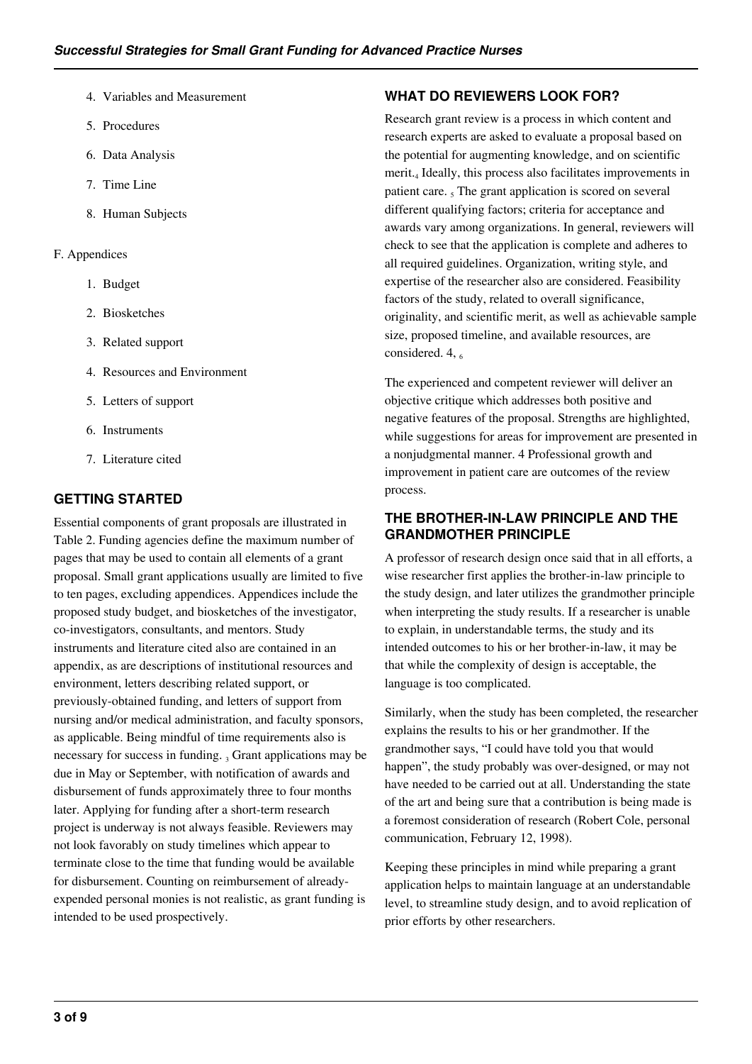4. Variables and Measurement
5. Procedures
6. Data Analysis
7. Time Line
8. Human Subjects

F. Appendices

1. Budget
2. Biosketches
3. Related support
4. Resources and Environment
5. Letters of support
6. Instruments
7. Literature cited

## GETTING STARTED

Essential components of grant proposals are illustrated in Table 2. Funding agencies define the maximum number of pages that may be used to contain all elements of a grant proposal. Small grant applications usually are limited to five to ten pages, excluding appendices. Appendices include the proposed study budget, and biosketches of the investigator, co-investigators, consultants, and mentors. Study instruments and literature cited also are contained in an appendix, as are descriptions of institutional resources and environment, letters describing related support, or previously-obtained funding, and letters of support from nursing and/or medical administration, and faculty sponsors, as applicable. Being mindful of time requirements also is necessary for success in funding. [3] Grant applications may be due in May or September, with notification of awards and disbursement of funds approximately three to four months later. Applying for funding after a short-term research project is underway is not always feasible. Reviewers may not look favorably on study timelines which appear to terminate close to the time that funding would be available for disbursement. Counting on reimbursement of already-expended personal monies is not realistic, as grant funding is intended to be used prospectively.

## WHAT DO REVIEWERS LOOK FOR?

Research grant review is a process in which content and research experts are asked to evaluate a proposal based on the potential for augmenting knowledge, and on scientific merit.[4] Ideally, this process also facilitates improvements in patient care. [5] The grant application is scored on several different qualifying factors; criteria for acceptance and awards vary among organizations. In general, reviewers will check to see that the application is complete and adheres to all required guidelines. Organization, writing style, and expertise of the researcher also are considered. Feasibility factors of the study, related to overall significance, originality, and scientific merit, as well as achievable sample size, proposed timeline, and available resources, are considered. 4, [6]

The experienced and competent reviewer will deliver an objective critique which addresses both positive and negative features of the proposal. Strengths are highlighted, while suggestions for areas for improvement are presented in a nonjudgmental manner. 4 Professional growth and improvement in patient care are outcomes of the review process.

## THE BROTHER-IN-LAW PRINCIPLE AND THE GRANDMOTHER PRINCIPLE

A professor of research design once said that in all efforts, a wise researcher first applies the brother-in-law principle to the study design, and later utilizes the grandmother principle when interpreting the study results. If a researcher is unable to explain, in understandable terms, the study and its intended outcomes to his or her brother-in-law, it may be that while the complexity of design is acceptable, the language is too complicated.

Similarly, when the study has been completed, the researcher explains the results to his or her grandmother. If the grandmother says, "I could have told you that would happen", the study probably was over-designed, or may not have needed to be carried out at all. Understanding the state of the art and being sure that a contribution is being made is a foremost consideration of research (Robert Cole, personal communication, February 12, 1998).

Keeping these principles in mind while preparing a grant application helps to maintain language at an understandable level, to streamline study design, and to avoid replication of prior efforts by other researchers.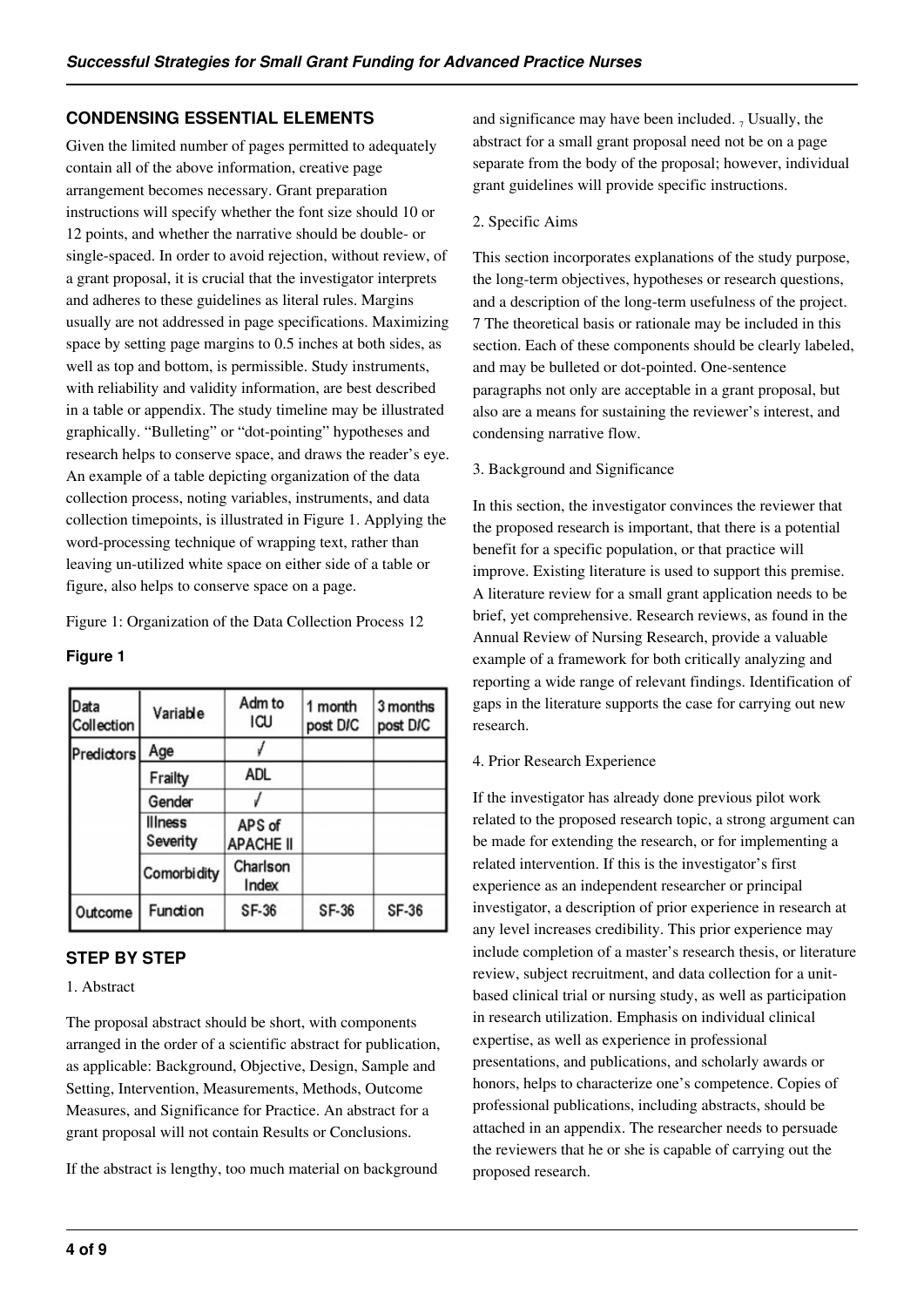## CONDENSING ESSENTIAL ELEMENTS

Given the limited number of pages permitted to adequately contain all of the above information, creative page arrangement becomes necessary. Grant preparation instructions will specify whether the font size should 10 or 12 points, and whether the narrative should be double- or single-spaced. In order to avoid rejection, without review, of a grant proposal, it is crucial that the investigator interprets and adheres to these guidelines as literal rules. Margins usually are not addressed in page specifications. Maximizing space by setting page margins to 0.5 inches at both sides, as well as top and bottom, is permissible. Study instruments, with reliability and validity information, are best described in a table or appendix. The study timeline may be illustrated graphically. "Bulleting" or "dot-pointing" hypotheses and research helps to conserve space, and draws the reader's eye. An example of a table depicting organization of the data collection process, noting variables, instruments, and data collection timepoints, is illustrated in Figure 1. Applying the word-processing technique of wrapping text, rather than leaving un-utilized white space on either side of a table or figure, also helps to conserve space on a page.

Figure 1: Organization of the Data Collection Process 12

**Figure 1**

| Data Collection | Variable | Adm to ICU | 1 month post D/C | 3 months post D/C |
|---|---|---|---|---|
| Predictors | Age | √ | | |
| | Frailty | ADL | | |
| | Gender | √ | | |
| | Illness Severity | APS of APACHE II | | |
| | Comorbidity | Charlson Index | | |
| Outcome | Function | SF-36 | SF-36 | SF-36 |

## STEP BY STEP

1. Abstract

The proposal abstract should be short, with components arranged in the order of a scientific abstract for publication, as applicable: Background, Objective, Design, Sample and Setting, Intervention, Measurements, Methods, Outcome Measures, and Significance for Practice. An abstract for a grant proposal will not contain Results or Conclusions.

If the abstract is lengthy, too much material on background and significance may have been included. [7] Usually, the abstract for a small grant proposal need not be on a page separate from the body of the proposal; however, individual grant guidelines will provide specific instructions.

2. Specific Aims

This section incorporates explanations of the study purpose, the long-term objectives, hypotheses or research questions, and a description of the long-term usefulness of the project. 7 The theoretical basis or rationale may be included in this section. Each of these components should be clearly labeled, and may be bulleted or dot-pointed. One-sentence paragraphs not only are acceptable in a grant proposal, but also are a means for sustaining the reviewer's interest, and condensing narrative flow.

3. Background and Significance

In this section, the investigator convinces the reviewer that the proposed research is important, that there is a potential benefit for a specific population, or that practice will improve. Existing literature is used to support this premise. A literature review for a small grant application needs to be brief, yet comprehensive. Research reviews, as found in the Annual Review of Nursing Research, provide a valuable example of a framework for both critically analyzing and reporting a wide range of relevant findings. Identification of gaps in the literature supports the case for carrying out new research.

4. Prior Research Experience

If the investigator has already done previous pilot work related to the proposed research topic, a strong argument can be made for extending the research, or for implementing a related intervention. If this is the investigator's first experience as an independent researcher or principal investigator, a description of prior experience in research at any level increases credibility. This prior experience may include completion of a master's research thesis, or literature review, subject recruitment, and data collection for a unit-based clinical trial or nursing study, as well as participation in research utilization. Emphasis on individual clinical expertise, as well as experience in professional presentations, and publications, and scholarly awards or honors, helps to characterize one's competence. Copies of professional publications, including abstracts, should be attached in an appendix. The researcher needs to persuade the reviewers that he or she is capable of carrying out the proposed research.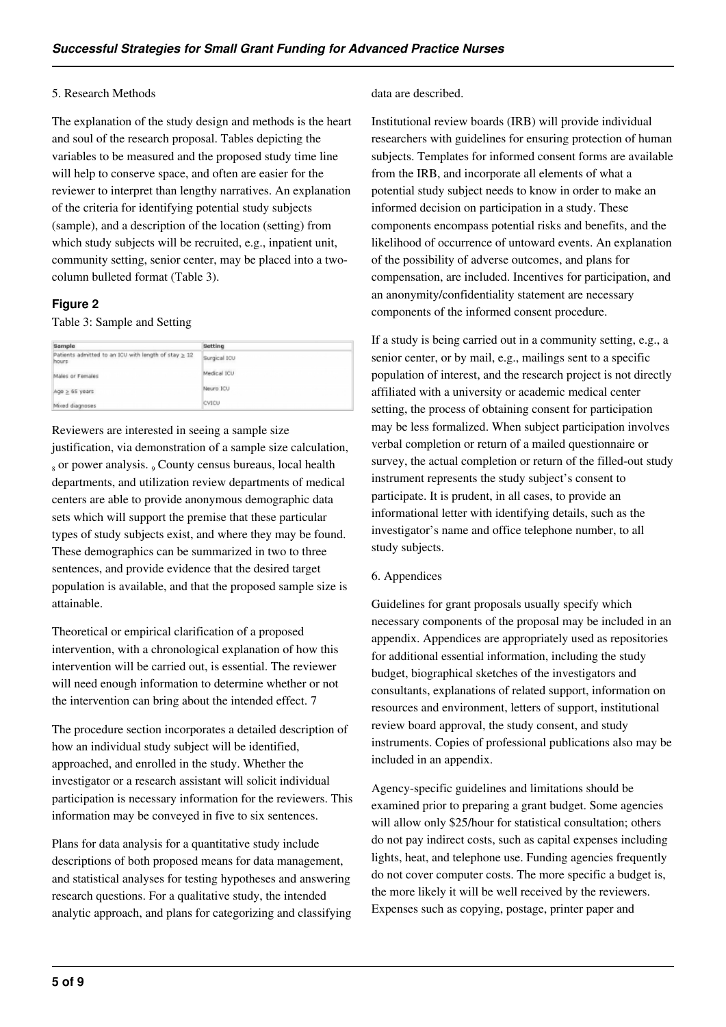5. Research Methods

The explanation of the study design and methods is the heart and soul of the research proposal. Tables depicting the variables to be measured and the proposed study time line will help to conserve space, and often are easier for the reviewer to interpret than lengthy narratives. An explanation of the criteria for identifying potential study subjects (sample), and a description of the location (setting) from which study subjects will be recruited, e.g., inpatient unit, community setting, senior center, may be placed into a two-column bulleted format (Table 3).

### Figure 2

Table 3: Sample and Setting

| Sample | Setting |
|---|---|
| Patients admitted to an ICU with length of stay ≥ 12 hours | Surgical ICU |
| Males or Females | Medical ICU |
| Age ≥ 65 years | Neuro ICU |
| Mixed diagnoses | CVICU |

Reviewers are interested in seeing a sample size justification, via demonstration of a sample size calculation, [8] or power analysis. [9] County census bureaus, local health departments, and utilization review departments of medical centers are able to provide anonymous demographic data sets which will support the premise that these particular types of study subjects exist, and where they may be found. These demographics can be summarized in two to three sentences, and provide evidence that the desired target population is available, and that the proposed sample size is attainable.

Theoretical or empirical clarification of a proposed intervention, with a chronological explanation of how this intervention will be carried out, is essential. The reviewer will need enough information to determine whether or not the intervention can bring about the intended effect. 7

The procedure section incorporates a detailed description of how an individual study subject will be identified, approached, and enrolled in the study. Whether the investigator or a research assistant will solicit individual participation is necessary information for the reviewers. This information may be conveyed in five to six sentences.

Plans for data analysis for a quantitative study include descriptions of both proposed means for data management, and statistical analyses for testing hypotheses and answering research questions. For a qualitative study, the intended analytic approach, and plans for categorizing and classifying data are described.

Institutional review boards (IRB) will provide individual researchers with guidelines for ensuring protection of human subjects. Templates for informed consent forms are available from the IRB, and incorporate all elements of what a potential study subject needs to know in order to make an informed decision on participation in a study. These components encompass potential risks and benefits, and the likelihood of occurrence of untoward events. An explanation of the possibility of adverse outcomes, and plans for compensation, are included. Incentives for participation, and an anonymity/confidentiality statement are necessary components of the informed consent procedure.

If a study is being carried out in a community setting, e.g., a senior center, or by mail, e.g., mailings sent to a specific population of interest, and the research project is not directly affiliated with a university or academic medical center setting, the process of obtaining consent for participation may be less formalized. When subject participation involves verbal completion or return of a mailed questionnaire or survey, the actual completion or return of the filled-out study instrument represents the study subject's consent to participate. It is prudent, in all cases, to provide an informational letter with identifying details, such as the investigator's name and office telephone number, to all study subjects.

6. Appendices

Guidelines for grant proposals usually specify which necessary components of the proposal may be included in an appendix. Appendices are appropriately used as repositories for additional essential information, including the study budget, biographical sketches of the investigators and consultants, explanations of related support, information on resources and environment, letters of support, institutional review board approval, the study consent, and study instruments. Copies of professional publications also may be included in an appendix.

Agency-specific guidelines and limitations should be examined prior to preparing a grant budget. Some agencies will allow only $25/hour for statistical consultation; others do not pay indirect costs, such as capital expenses including lights, heat, and telephone use. Funding agencies frequently do not cover computer costs. The more specific a budget is, the more likely it will be well received by the reviewers. Expenses such as copying, postage, printer paper and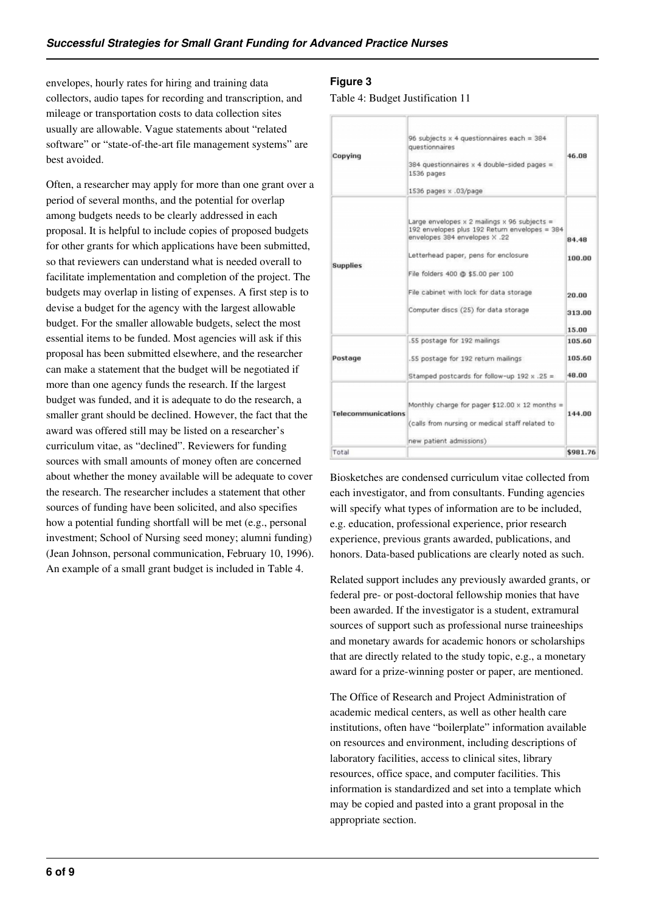envelopes, hourly rates for hiring and training data collectors, audio tapes for recording and transcription, and mileage or transportation costs to data collection sites usually are allowable. Vague statements about "related software" or "state-of-the-art file management systems" are best avoided.

Often, a researcher may apply for more than one grant over a period of several months, and the potential for overlap among budgets needs to be clearly addressed in each proposal. It is helpful to include copies of proposed budgets for other grants for which applications have been submitted, so that reviewers can understand what is needed overall to facilitate implementation and completion of the project. The budgets may overlap in listing of expenses. A first step is to devise a budget for the agency with the largest allowable budget. For the smaller allowable budgets, select the most essential items to be funded. Most agencies will ask if this proposal has been submitted elsewhere, and the researcher can make a statement that the budget will be negotiated if more than one agency funds the research. If the largest budget was funded, and it is adequate to do the research, a smaller grant should be declined. However, the fact that the award was offered still may be listed on a researcher's curriculum vitae, as "declined". Reviewers for funding sources with small amounts of money often are concerned about whether the money available will be adequate to cover the research. The researcher includes a statement that other sources of funding have been solicited, and also specifies how a potential funding shortfall will be met (e.g., personal investment; School of Nursing seed money; alumni funding) (Jean Johnson, personal communication, February 10, 1996). An example of a small grant budget is included in Table 4.

**Figure 3**

Table 4: Budget Justification 11

| | | |
|---|---|---|
| Copying | 96 subjects x 4 questionnaires each = 384 questionnaires<br>384 questionnaires x 4 double-sided pages = 1536 pages<br>1536 pages x .03/page | 46.08 |
| Supplies | Large envelopes x 2 mailings x 96 subjects = 192 envelopes plus 192 Return envelopes = 384 envelopes 384 envelopes X .22 | 84.48 |
| | Letterhead paper, pens for enclosure | 100.00 |
| | File folders 400 @ $5.00 per 100 | 20.00 |
| | File cabinet with lock for data storage | 313.00 |
| | Computer discs (25) for data storage | 15.00 |
| Postage | .55 postage for 192 mailings | 105.60 |
| | .55 postage for 192 return mailings | 105.60 |
| | Stamped postcards for follow-up 192 x .25 = | 48.00 |
| Telecommunications | Monthly charge for pager $12.00 x 12 months =<br>(calls from nursing or medical staff related to new patient admissions) | 144.00 |
| Total | | $981.76 |

Biosketches are condensed curriculum vitae collected from each investigator, and from consultants. Funding agencies will specify what types of information are to be included, e.g. education, professional experience, prior research experience, previous grants awarded, publications, and honors. Data-based publications are clearly noted as such.

Related support includes any previously awarded grants, or federal pre- or post-doctoral fellowship monies that have been awarded. If the investigator is a student, extramural sources of support such as professional nurse traineeships and monetary awards for academic honors or scholarships that are directly related to the study topic, e.g., a monetary award for a prize-winning poster or paper, are mentioned.

The Office of Research and Project Administration of academic medical centers, as well as other health care institutions, often have "boilerplate" information available on resources and environment, including descriptions of laboratory facilities, access to clinical sites, library resources, office space, and computer facilities. This information is standardized and set into a template which may be copied and pasted into a grant proposal in the appropriate section.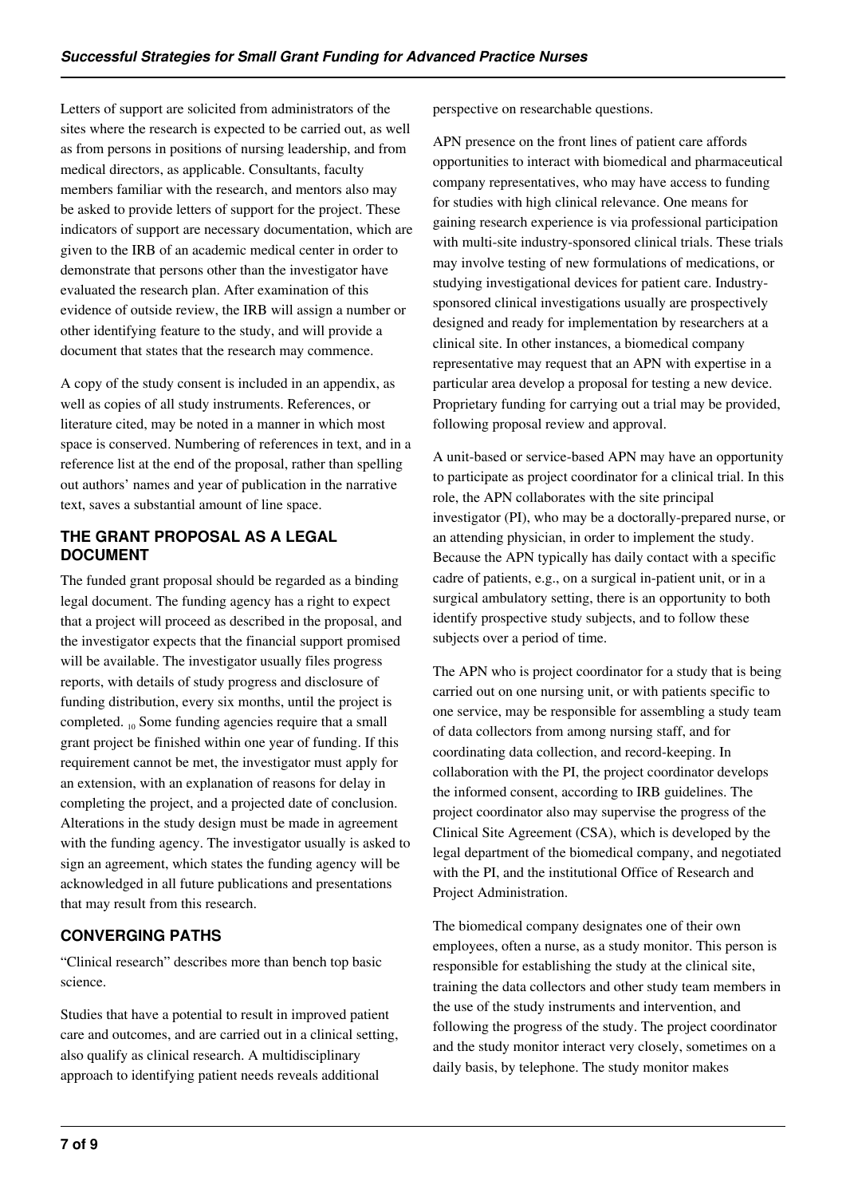Letters of support are solicited from administrators of the sites where the research is expected to be carried out, as well as from persons in positions of nursing leadership, and from medical directors, as applicable. Consultants, faculty members familiar with the research, and mentors also may be asked to provide letters of support for the project. These indicators of support are necessary documentation, which are given to the IRB of an academic medical center in order to demonstrate that persons other than the investigator have evaluated the research plan. After examination of this evidence of outside review, the IRB will assign a number or other identifying feature to the study, and will provide a document that states that the research may commence.

A copy of the study consent is included in an appendix, as well as copies of all study instruments. References, or literature cited, may be noted in a manner in which most space is conserved. Numbering of references in text, and in a reference list at the end of the proposal, rather than spelling out authors' names and year of publication in the narrative text, saves a substantial amount of line space.

## THE GRANT PROPOSAL AS A LEGAL DOCUMENT

The funded grant proposal should be regarded as a binding legal document. The funding agency has a right to expect that a project will proceed as described in the proposal, and the investigator expects that the financial support promised will be available. The investigator usually files progress reports, with details of study progress and disclosure of funding distribution, every six months, until the project is completed. [10] Some funding agencies require that a small grant project be finished within one year of funding. If this requirement cannot be met, the investigator must apply for an extension, with an explanation of reasons for delay in completing the project, and a projected date of conclusion. Alterations in the study design must be made in agreement with the funding agency. The investigator usually is asked to sign an agreement, which states the funding agency will be acknowledged in all future publications and presentations that may result from this research.

## CONVERGING PATHS

"Clinical research" describes more than bench top basic science.

Studies that have a potential to result in improved patient care and outcomes, and are carried out in a clinical setting, also qualify as clinical research. A multidisciplinary approach to identifying patient needs reveals additional perspective on researchable questions.

APN presence on the front lines of patient care affords opportunities to interact with biomedical and pharmaceutical company representatives, who may have access to funding for studies with high clinical relevance. One means for gaining research experience is via professional participation with multi-site industry-sponsored clinical trials. These trials may involve testing of new formulations of medications, or studying investigational devices for patient care. Industry-sponsored clinical investigations usually are prospectively designed and ready for implementation by researchers at a clinical site. In other instances, a biomedical company representative may request that an APN with expertise in a particular area develop a proposal for testing a new device. Proprietary funding for carrying out a trial may be provided, following proposal review and approval.

A unit-based or service-based APN may have an opportunity to participate as project coordinator for a clinical trial. In this role, the APN collaborates with the site principal investigator (PI), who may be a doctorally-prepared nurse, or an attending physician, in order to implement the study. Because the APN typically has daily contact with a specific cadre of patients, e.g., on a surgical in-patient unit, or in a surgical ambulatory setting, there is an opportunity to both identify prospective study subjects, and to follow these subjects over a period of time.

The APN who is project coordinator for a study that is being carried out on one nursing unit, or with patients specific to one service, may be responsible for assembling a study team of data collectors from among nursing staff, and for coordinating data collection, and record-keeping. In collaboration with the PI, the project coordinator develops the informed consent, according to IRB guidelines. The project coordinator also may supervise the progress of the Clinical Site Agreement (CSA), which is developed by the legal department of the biomedical company, and negotiated with the PI, and the institutional Office of Research and Project Administration.

The biomedical company designates one of their own employees, often a nurse, as a study monitor. This person is responsible for establishing the study at the clinical site, training the data collectors and other study team members in the use of the study instruments and intervention, and following the progress of the study. The project coordinator and the study monitor interact very closely, sometimes on a daily basis, by telephone. The study monitor makes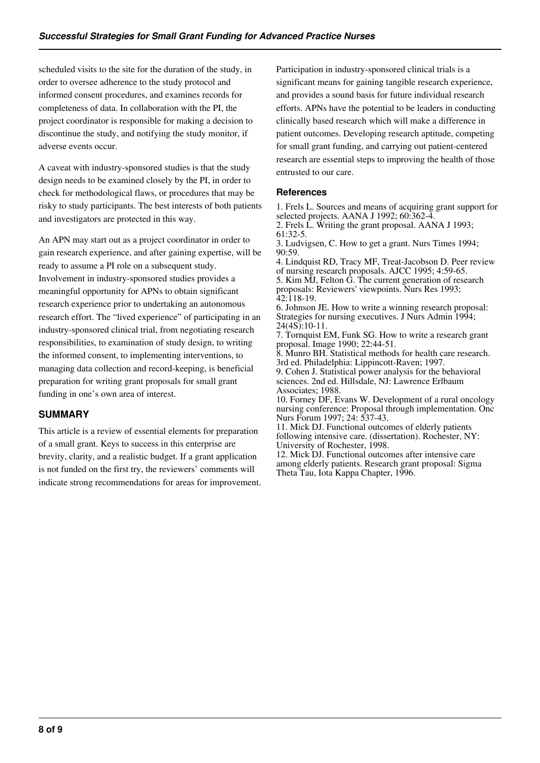scheduled visits to the site for the duration of the study, in order to oversee adherence to the study protocol and informed consent procedures, and examines records for completeness of data. In collaboration with the PI, the project coordinator is responsible for making a decision to discontinue the study, and notifying the study monitor, if adverse events occur.

A caveat with industry-sponsored studies is that the study design needs to be examined closely by the PI, in order to check for methodological flaws, or procedures that may be risky to study participants. The best interests of both patients and investigators are protected in this way.

An APN may start out as a project coordinator in order to gain research experience, and after gaining expertise, will be ready to assume a PI role on a subsequent study. Involvement in industry-sponsored studies provides a meaningful opportunity for APNs to obtain significant research experience prior to undertaking an autonomous research effort. The "lived experience" of participating in an industry-sponsored clinical trial, from negotiating research responsibilities, to examination of study design, to writing the informed consent, to implementing interventions, to managing data collection and record-keeping, is beneficial preparation for writing grant proposals for small grant funding in one's own area of interest.

## SUMMARY

This article is a review of essential elements for preparation of a small grant. Keys to success in this enterprise are brevity, clarity, and a realistic budget. If a grant application is not funded on the first try, the reviewers' comments will indicate strong recommendations for areas for improvement. Participation in industry-sponsored clinical trials is a significant means for gaining tangible research experience, and provides a sound basis for future individual research efforts. APNs have the potential to be leaders in conducting clinically based research which will make a difference in patient outcomes. Developing research aptitude, competing for small grant funding, and carrying out patient-centered research are essential steps to improving the health of those entrusted to our care.

## References

1. Frels L. Sources and means of acquiring grant support for selected projects. AANA J 1992; 60:362-4.
2. Frels L. Writing the grant proposal. AANA J 1993; 61:32-5.
3. Ludvigsen, C. How to get a grant. Nurs Times 1994; 90:59.
4. Lindquist RD, Tracy MF, Treat-Jacobson D. Peer review of nursing research proposals. AJCC 1995; 4:59-65.
5. Kim MJ, Felton G. The current generation of research proposals: Reviewers' viewpoints. Nurs Res 1993; 42:118-19.
6. Johnson JE. How to write a winning research proposal: Strategies for nursing executives. J Nurs Admin 1994; 24(4S):10-11.
7. Tornquist EM, Funk SG. How to write a research grant proposal. Image 1990; 22:44-51.
8. Munro BH. Statistical methods for health care research. 3rd ed. Philadelphia: Lippincott-Raven; 1997.
9. Cohen J. Statistical power analysis for the behavioral sciences. 2nd ed. Hillsdale, NJ: Lawrence Erlbaum Associates; 1988.
10. Forney DF, Evans W. Development of a rural oncology nursing conference: Proposal through implementation. Onc Nurs Forum 1997; 24: 537-43.
11. Mick DJ. Functional outcomes of elderly patients following intensive care. (dissertation). Rochester, NY: University of Rochester, 1998.
12. Mick DJ. Functional outcomes after intensive care among elderly patients. Research grant proposal: Sigma Theta Tau, Iota Kappa Chapter, 1996.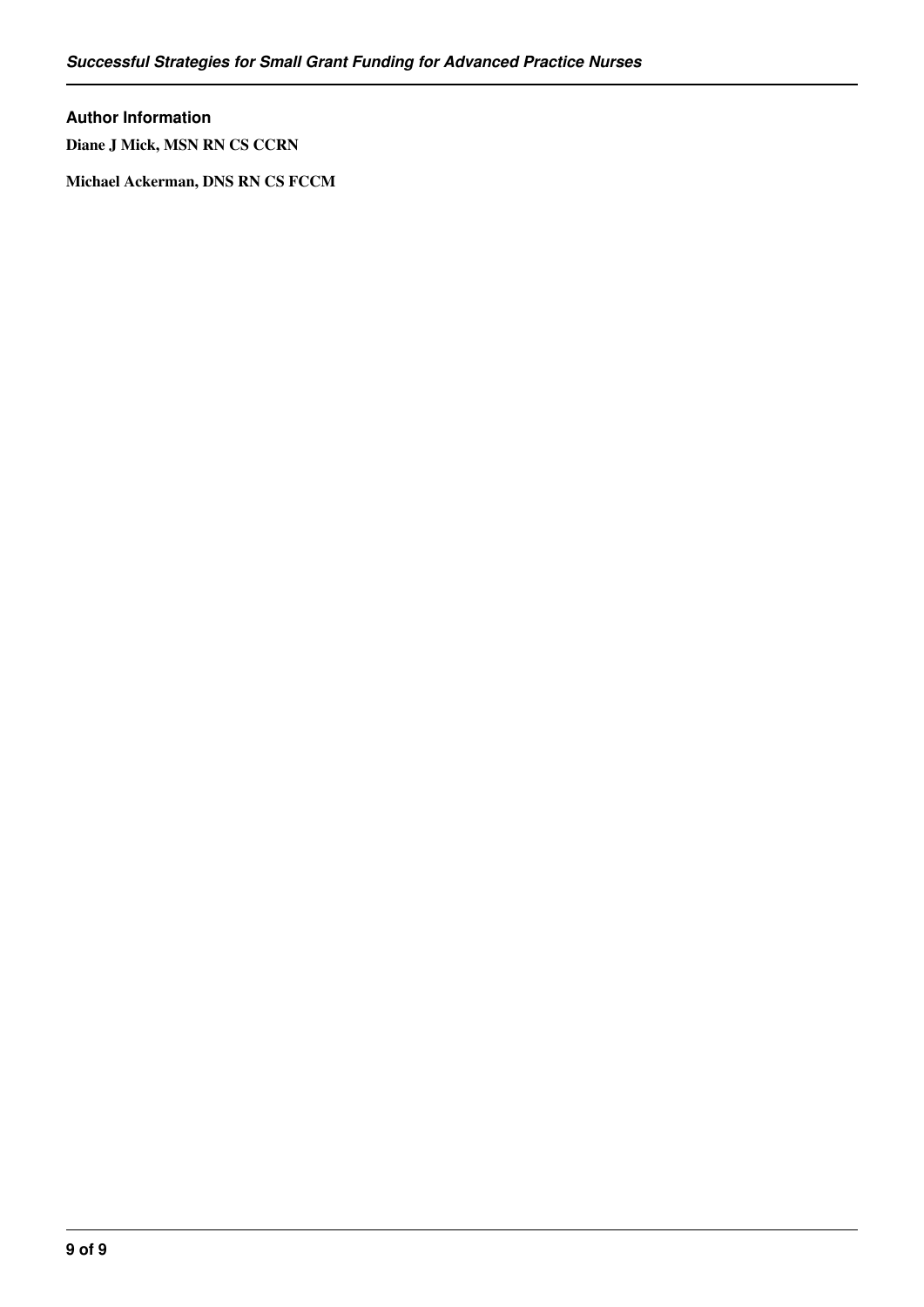### Author Information

**Diane J Mick, MSN RN CS CCRN**

**Michael Ackerman, DNS RN CS FCCM**